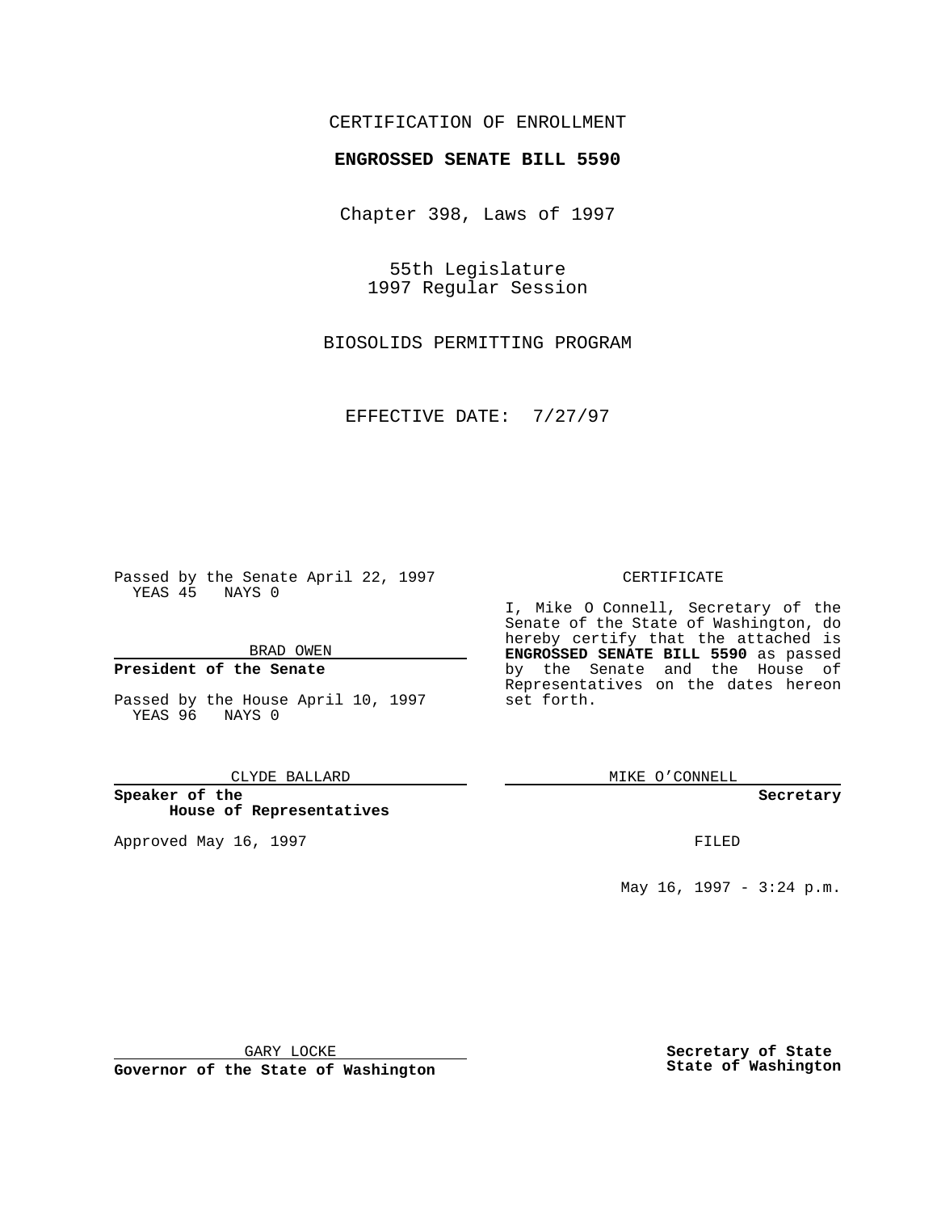CERTIFICATION OF ENROLLMENT

**ENGROSSED SENATE BILL 5590**

Chapter 398, Laws of 1997

55th Legislature
1997 Regular Session

BIOSOLIDS PERMITTING PROGRAM

EFFECTIVE DATE: 7/27/97

Passed by the Senate April 22, 1997
YEAS 45 NAYS 0

BRAD OWEN

**President of the Senate**

Passed by the House April 10, 1997
YEAS 96 NAYS 0

CLYDE BALLARD

**Speaker of the House of Representatives**

Approved May 16, 1997

GARY LOCKE

**Governor of the State of Washington**

CERTIFICATE

I, Mike O Connell, Secretary of the Senate of the State of Washington, do hereby certify that the attached is **ENGROSSED SENATE BILL 5590** as passed by the Senate and the House of Representatives on the dates hereon set forth.

MIKE O'CONNELL

**Secretary**

FILED

May 16, 1997 - 3:24 p.m.

**Secretary of State
State of Washington**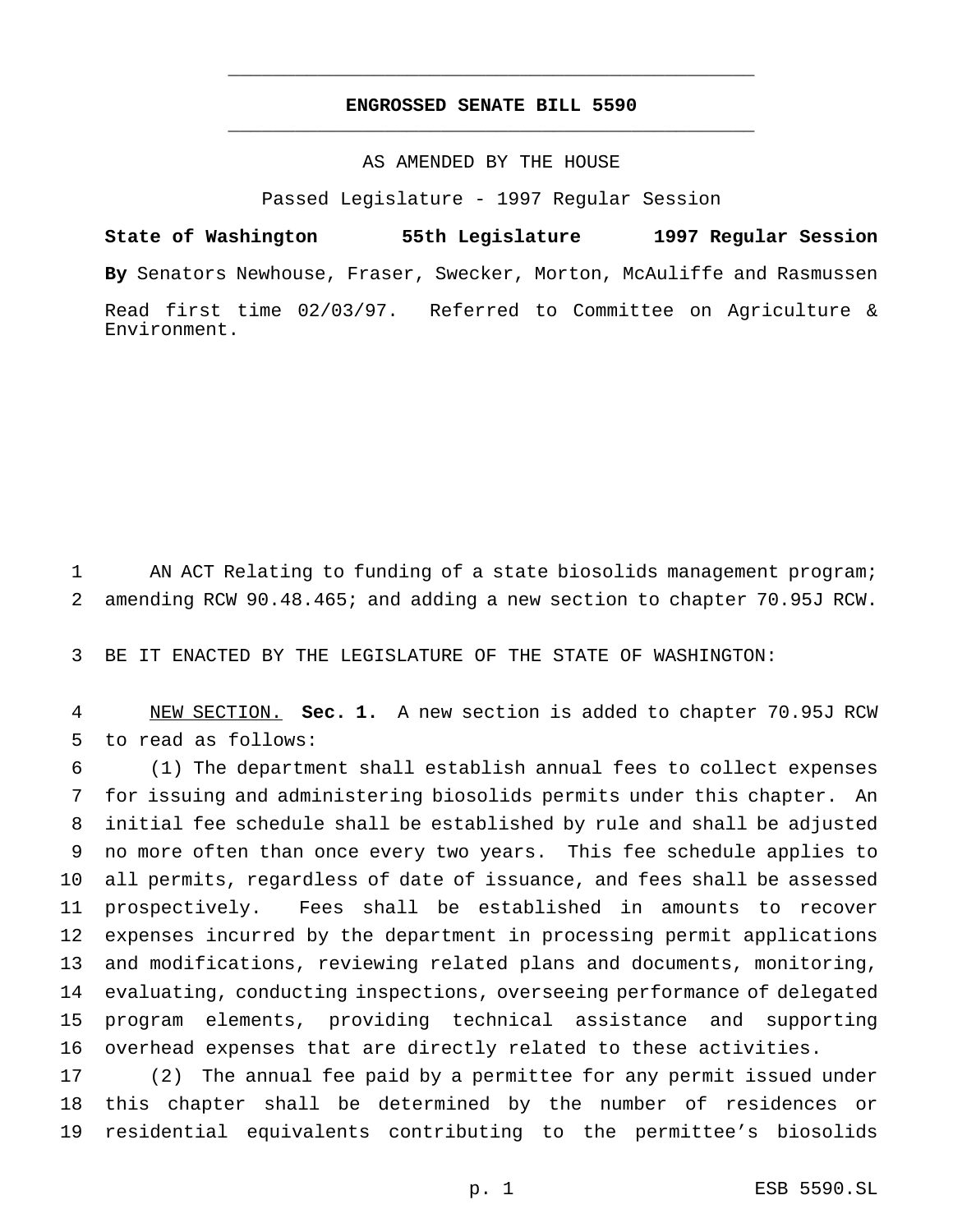# ENGROSSED SENATE BILL 5590

AS AMENDED BY THE HOUSE

Passed Legislature - 1997 Regular Session

**State of Washington 55th Legislature 1997 Regular Session**

**By** Senators Newhouse, Fraser, Swecker, Morton, McAuliffe and Rasmussen

Read first time 02/03/97. Referred to Committee on Agriculture & Environment.

1 AN ACT Relating to funding of a state biosolids management program;
2 amending RCW 90.48.465; and adding a new section to chapter 70.95J RCW.

3 BE IT ENACTED BY THE LEGISLATURE OF THE STATE OF WASHINGTON:

4 NEW SECTION. **Sec. 1.** A new section is added to chapter 70.95J RCW
5 to read as follows:

6 (1) The department shall establish annual fees to collect expenses
7 for issuing and administering biosolids permits under this chapter. An
8 initial fee schedule shall be established by rule and shall be adjusted
9 no more often than once every two years. This fee schedule applies to
10 all permits, regardless of date of issuance, and fees shall be assessed
11 prospectively. Fees shall be established in amounts to recover
12 expenses incurred by the department in processing permit applications
13 and modifications, reviewing related plans and documents, monitoring,
14 evaluating, conducting inspections, overseeing performance of delegated
15 program elements, providing technical assistance and supporting
16 overhead expenses that are directly related to these activities.

17 (2) The annual fee paid by a permittee for any permit issued under
18 this chapter shall be determined by the number of residences or
19 residential equivalents contributing to the permittee's biosolids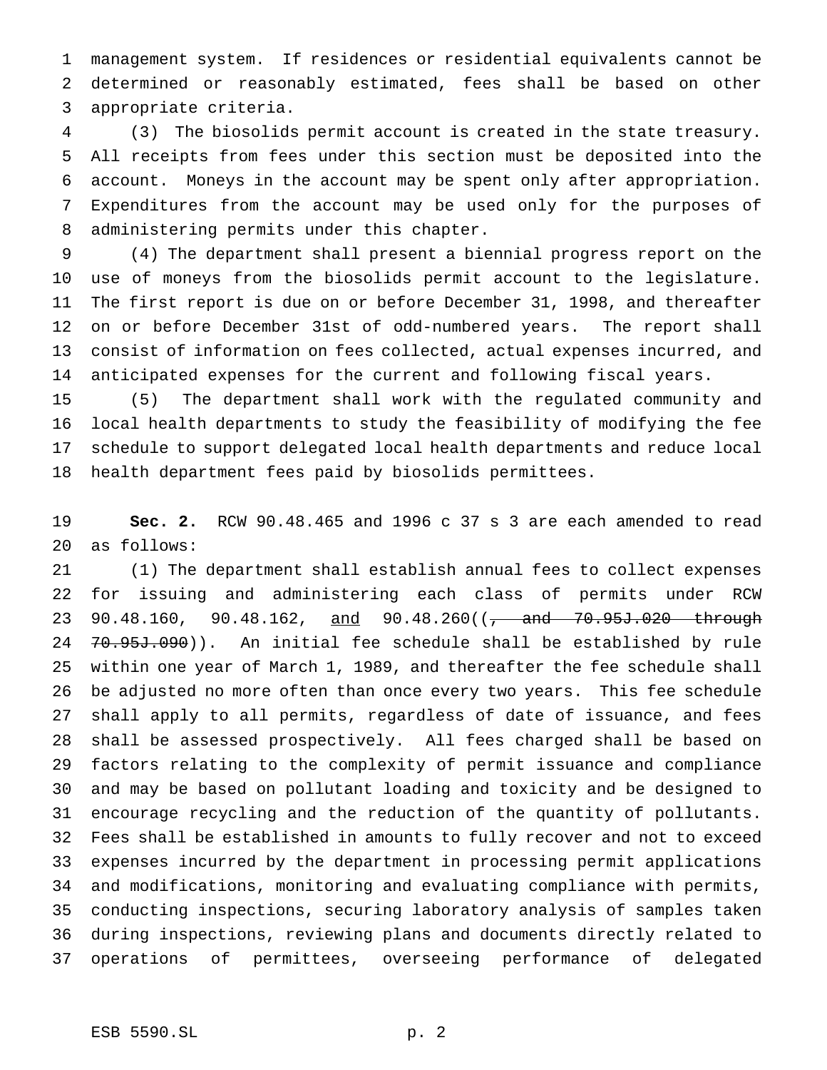management system. If residences or residential equivalents cannot be determined or reasonably estimated, fees shall be based on other appropriate criteria.

(3) The biosolids permit account is created in the state treasury. All receipts from fees under this section must be deposited into the account. Moneys in the account may be spent only after appropriation. Expenditures from the account may be used only for the purposes of administering permits under this chapter.

(4) The department shall present a biennial progress report on the use of moneys from the biosolids permit account to the legislature. The first report is due on or before December 31, 1998, and thereafter on or before December 31st of odd-numbered years. The report shall consist of information on fees collected, actual expenses incurred, and anticipated expenses for the current and following fiscal years.

(5) The department shall work with the regulated community and local health departments to study the feasibility of modifying the fee schedule to support delegated local health departments and reduce local health department fees paid by biosolids permittees.

**Sec. 2.** RCW 90.48.465 and 1996 c 37 s 3 are each amended to read as follows:

(1) The department shall establish annual fees to collect expenses for issuing and administering each class of permits under RCW 90.48.160, 90.48.162, <u>and</u> 90.48.260((~~, and 70.95J.020 through 70.95J.090~~)). An initial fee schedule shall be established by rule within one year of March 1, 1989, and thereafter the fee schedule shall be adjusted no more often than once every two years. This fee schedule shall apply to all permits, regardless of date of issuance, and fees shall be assessed prospectively. All fees charged shall be based on factors relating to the complexity of permit issuance and compliance and may be based on pollutant loading and toxicity and be designed to encourage recycling and the reduction of the quantity of pollutants. Fees shall be established in amounts to fully recover and not to exceed expenses incurred by the department in processing permit applications and modifications, monitoring and evaluating compliance with permits, conducting inspections, securing laboratory analysis of samples taken during inspections, reviewing plans and documents directly related to operations of permittees, overseeing performance of delegated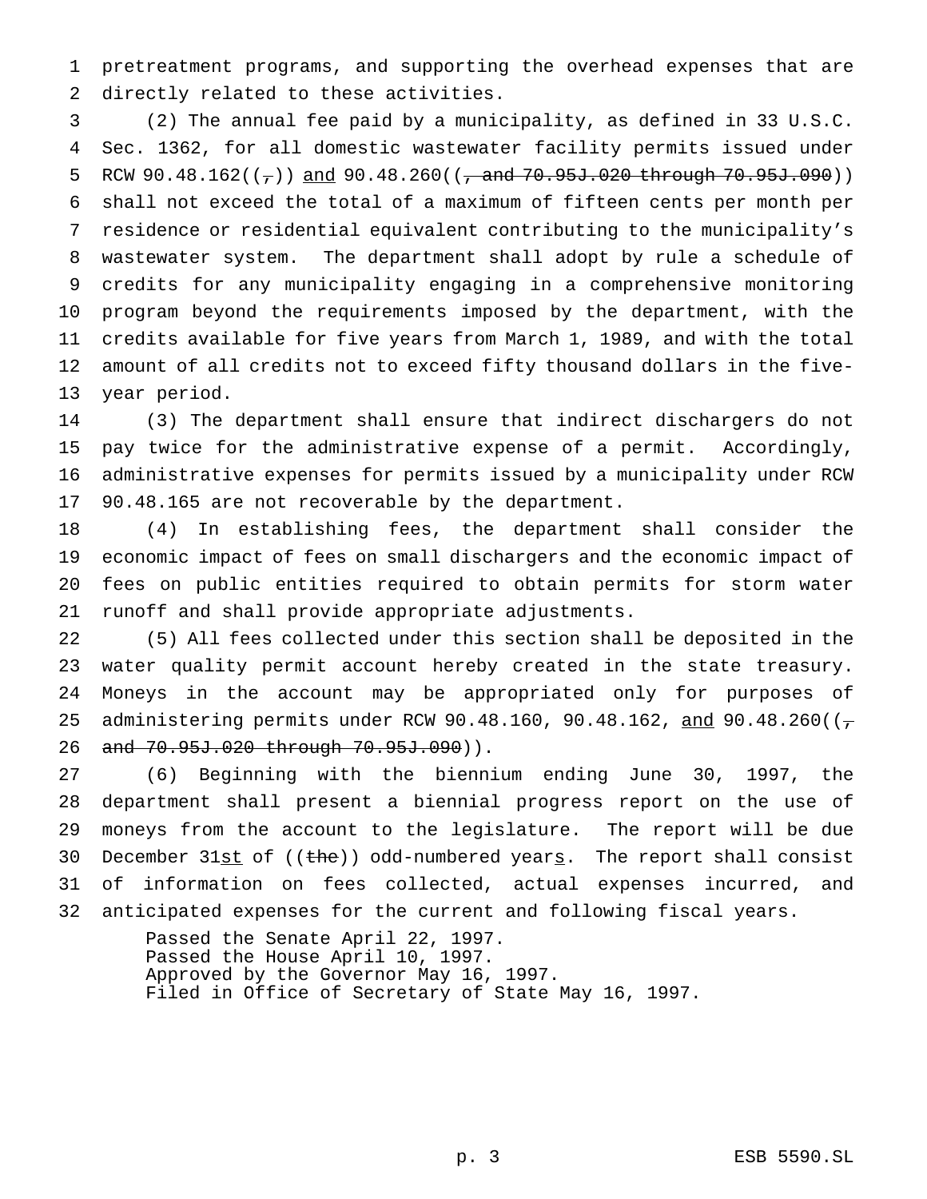pretreatment programs, and supporting the overhead expenses that are directly related to these activities.

(2) The annual fee paid by a municipality, as defined in 33 U.S.C. Sec. 1362, for all domestic wastewater facility permits issued under RCW 90.48.162((,)) and 90.48.260((, and 70.95J.020 through 70.95J.090)) shall not exceed the total of a maximum of fifteen cents per month per residence or residential equivalent contributing to the municipality's wastewater system. The department shall adopt by rule a schedule of credits for any municipality engaging in a comprehensive monitoring program beyond the requirements imposed by the department, with the credits available for five years from March 1, 1989, and with the total amount of all credits not to exceed fifty thousand dollars in the five-year period.

(3) The department shall ensure that indirect dischargers do not pay twice for the administrative expense of a permit. Accordingly, administrative expenses for permits issued by a municipality under RCW 90.48.165 are not recoverable by the department.

(4) In establishing fees, the department shall consider the economic impact of fees on small dischargers and the economic impact of fees on public entities required to obtain permits for storm water runoff and shall provide appropriate adjustments.

(5) All fees collected under this section shall be deposited in the water quality permit account hereby created in the state treasury. Moneys in the account may be appropriated only for purposes of administering permits under RCW 90.48.160, 90.48.162, and 90.48.260((, and 70.95J.020 through 70.95J.090)).

(6) Beginning with the biennium ending June 30, 1997, the department shall present a biennial progress report on the use of moneys from the account to the legislature. The report will be due December 31st of ((the)) odd-numbered years. The report shall consist of information on fees collected, actual expenses incurred, and anticipated expenses for the current and following fiscal years.

Passed the Senate April 22, 1997.
Passed the House April 10, 1997.
Approved by the Governor May 16, 1997.
Filed in Office of Secretary of State May 16, 1997.